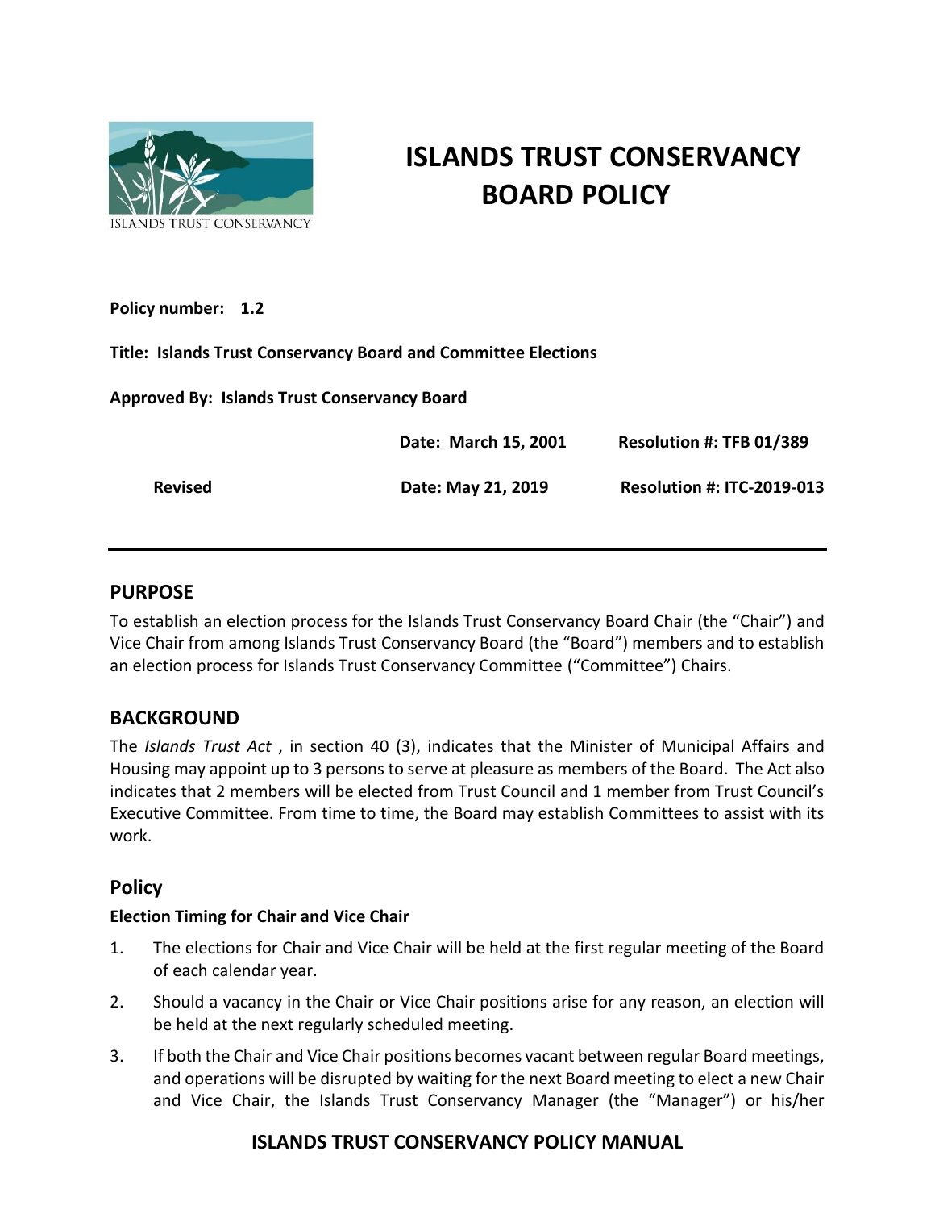# ISLANDS TRUST CONSERVANCY BOARD POLICY

**Policy number: 1.2**

**Title: Islands Trust Conservancy Board and Committee Elections**

**Approved By: Islands Trust Conservancy Board**

| | Date | Resolution # |
|---|---|---|
| | **Date: March 15, 2001** | **Resolution #: TFB 01/389** |
| **Revised** | **Date: May 21, 2019** | **Resolution #: ITC-2019-013** |

---

## PURPOSE

To establish an election process for the Islands Trust Conservancy Board Chair (the "Chair") and Vice Chair from among Islands Trust Conservancy Board (the "Board") members and to establish an election process for Islands Trust Conservancy Committee ("Committee") Chairs.

## BACKGROUND

The *Islands Trust Act* , in section 40 (3), indicates that the Minister of Municipal Affairs and Housing may appoint up to 3 persons to serve at pleasure as members of the Board. The Act also indicates that 2 members will be elected from Trust Council and 1 member from Trust Council's Executive Committee. From time to time, the Board may establish Committees to assist with its work.

## Policy

**Election Timing for Chair and Vice Chair**

1. The elections for Chair and Vice Chair will be held at the first regular meeting of the Board of each calendar year.
2. Should a vacancy in the Chair or Vice Chair positions arise for any reason, an election will be held at the next regularly scheduled meeting.
3. If both the Chair and Vice Chair positions becomes vacant between regular Board meetings, and operations will be disrupted by waiting for the next Board meeting to elect a new Chair and Vice Chair, the Islands Trust Conservancy Manager (the "Manager") or his/her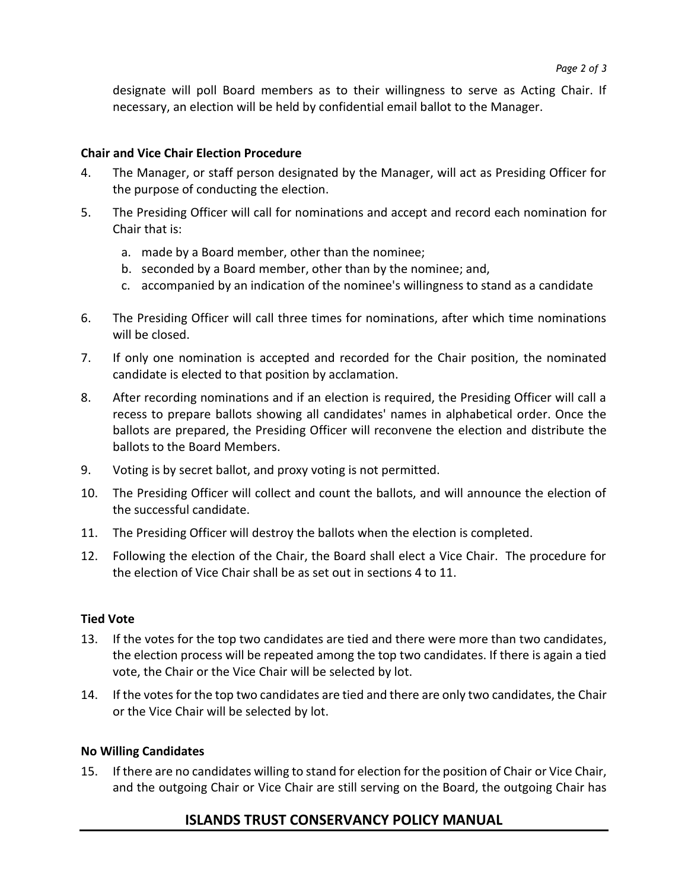designate will poll Board members as to their willingness to serve as Acting Chair. If necessary, an election will be held by confidential email ballot to the Manager.

**Chair and Vice Chair Election Procedure**

4. The Manager, or staff person designated by the Manager, will act as Presiding Officer for the purpose of conducting the election.

5. The Presiding Officer will call for nominations and accept and record each nomination for Chair that is:

   a. made by a Board member, other than the nominee;
   b. seconded by a Board member, other than by the nominee; and,
   c. accompanied by an indication of the nominee's willingness to stand as a candidate

6. The Presiding Officer will call three times for nominations, after which time nominations will be closed.

7. If only one nomination is accepted and recorded for the Chair position, the nominated candidate is elected to that position by acclamation.

8. After recording nominations and if an election is required, the Presiding Officer will call a recess to prepare ballots showing all candidates' names in alphabetical order. Once the ballots are prepared, the Presiding Officer will reconvene the election and distribute the ballots to the Board Members.

9. Voting is by secret ballot, and proxy voting is not permitted.

10. The Presiding Officer will collect and count the ballots, and will announce the election of the successful candidate.

11. The Presiding Officer will destroy the ballots when the election is completed.

12. Following the election of the Chair, the Board shall elect a Vice Chair. The procedure for the election of Vice Chair shall be as set out in sections 4 to 11.

**Tied Vote**

13. If the votes for the top two candidates are tied and there were more than two candidates, the election process will be repeated among the top two candidates. If there is again a tied vote, the Chair or the Vice Chair will be selected by lot.

14. If the votes for the top two candidates are tied and there are only two candidates, the Chair or the Vice Chair will be selected by lot.

**No Willing Candidates**

15. If there are no candidates willing to stand for election for the position of Chair or Vice Chair, and the outgoing Chair or Vice Chair are still serving on the Board, the outgoing Chair has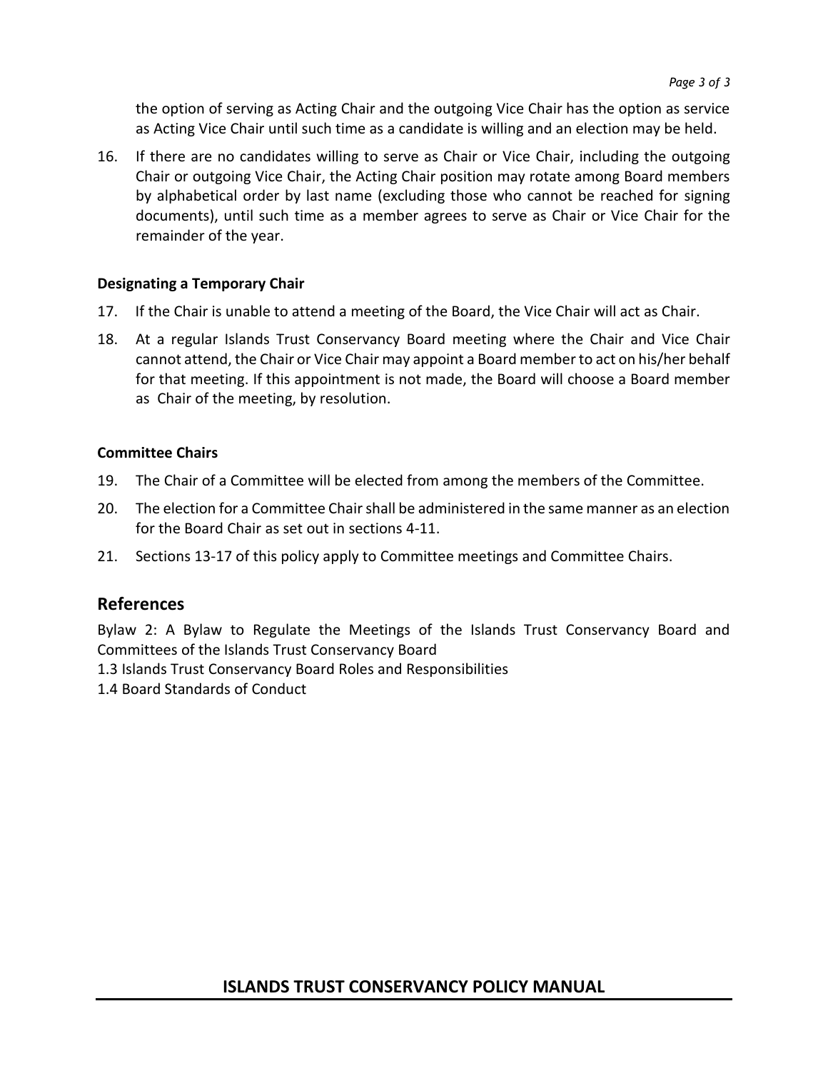the option of serving as Acting Chair and the outgoing Vice Chair has the option as service as Acting Vice Chair until such time as a candidate is willing and an election may be held.

16. If there are no candidates willing to serve as Chair or Vice Chair, including the outgoing Chair or outgoing Vice Chair, the Acting Chair position may rotate among Board members by alphabetical order by last name (excluding those who cannot be reached for signing documents), until such time as a member agrees to serve as Chair or Vice Chair for the remainder of the year.

**Designating a Temporary Chair**

17. If the Chair is unable to attend a meeting of the Board, the Vice Chair will act as Chair.
18. At a regular Islands Trust Conservancy Board meeting where the Chair and Vice Chair cannot attend, the Chair or Vice Chair may appoint a Board member to act on his/her behalf for that meeting. If this appointment is not made, the Board will choose a Board member as Chair of the meeting, by resolution.

**Committee Chairs**

19. The Chair of a Committee will be elected from among the members of the Committee.
20. The election for a Committee Chair shall be administered in the same manner as an election for the Board Chair as set out in sections 4-11.
21. Sections 13-17 of this policy apply to Committee meetings and Committee Chairs.

## References

Bylaw 2: A Bylaw to Regulate the Meetings of the Islands Trust Conservancy Board and Committees of the Islands Trust Conservancy Board

1.3 Islands Trust Conservancy Board Roles and Responsibilities

1.4 Board Standards of Conduct